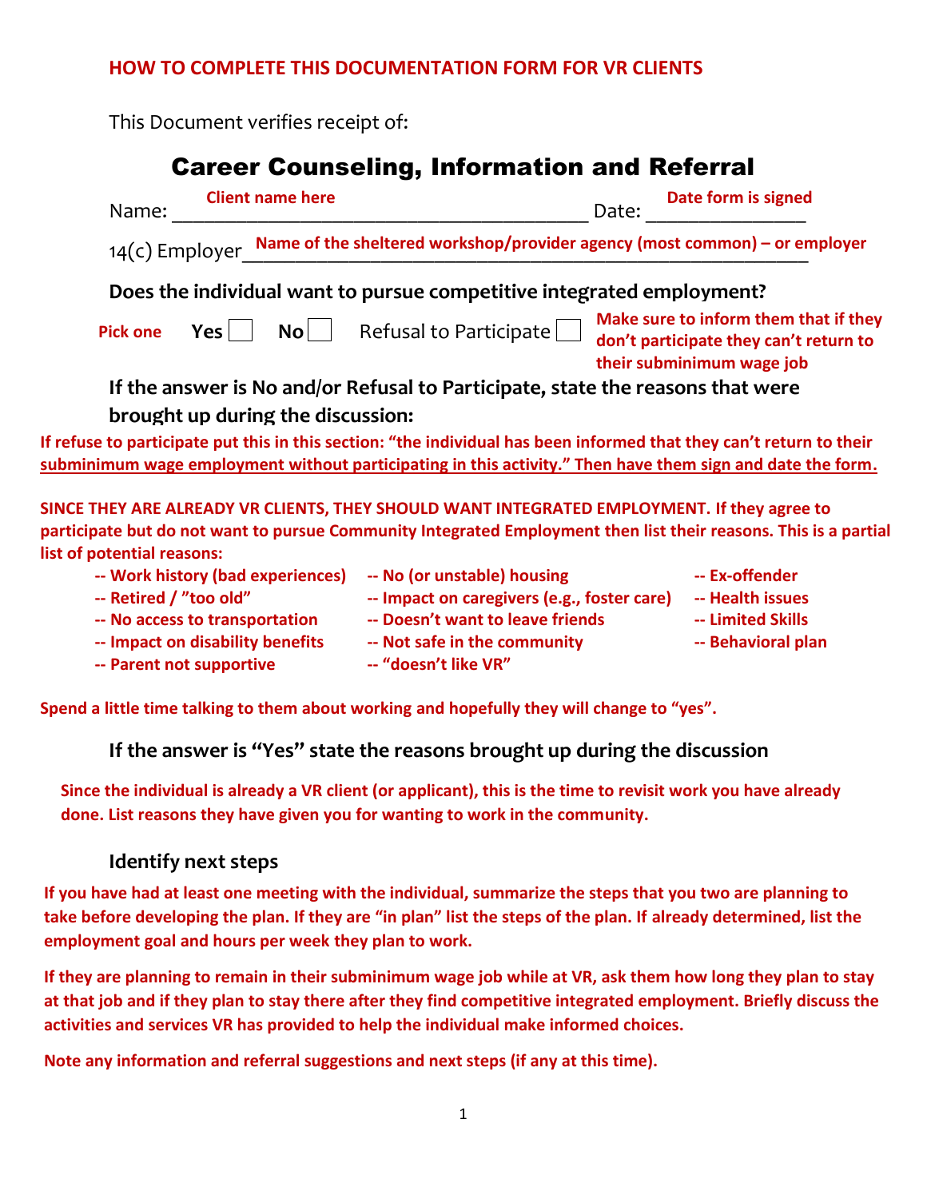**HOW TO COMPLETE THIS DOCUMENTATION FORM FOR VR CLIENTS**

This Document verifies receipt of:

# Career Counseling, Information and Referral

Name: **Client name here** ________________________ Date: **Date form is signed** ________

14(c) Employer **Name of the sheltered workshop/provider agency (most common) – or employer** ________________________

**Does the individual want to pursue competitive integrated employment?**

**Pick one** **Yes** ☐ **No** ☐ Refusal to Participate ☐ **Make sure to inform them that if they don't participate they can't return to their subminimum wage job**

**If the answer is No and/or Refusal to Participate, state the reasons that were brought up during the discussion:**

**If refuse to participate put this in this section: "the individual has been informed that they can't return to their subminimum wage employment without participating in this activity." Then have them sign and date the form.**

**SINCE THEY ARE ALREADY VR CLIENTS, THEY SHOULD WANT INTEGRATED EMPLOYMENT. If they agree to participate but do not want to pursue Community Integrated Employment then list their reasons. This is a partial list of potential reasons:**

- **-- Work history (bad experiences)**
- **-- Retired / "too old"**
- **-- No access to transportation**
- **-- Impact on disability benefits**
- **-- Parent not supportive**
- **-- No (or unstable) housing**
- **-- Impact on caregivers (e.g., foster care)**
- **-- Doesn't want to leave friends**
- **-- Not safe in the community**
- **-- "doesn't like VR"**
- **-- Ex-offender**
- **-- Health issues**
- **-- Limited Skills**
- **-- Behavioral plan**

**Spend a little time talking to them about working and hopefully they will change to "yes".**

**If the answer is "Yes" state the reasons brought up during the discussion**

**Since the individual is already a VR client (or applicant), this is the time to revisit work you have already done. List reasons they have given you for wanting to work in the community.**

**Identify next steps**

**If you have had at least one meeting with the individual, summarize the steps that you two are planning to take before developing the plan. If they are "in plan" list the steps of the plan. If already determined, list the employment goal and hours per week they plan to work.**

**If they are planning to remain in their subminimum wage job while at VR, ask them how long they plan to stay at that job and if they plan to stay there after they find competitive integrated employment. Briefly discuss the activities and services VR has provided to help the individual make informed choices.**

**Note any information and referral suggestions and next steps (if any at this time).**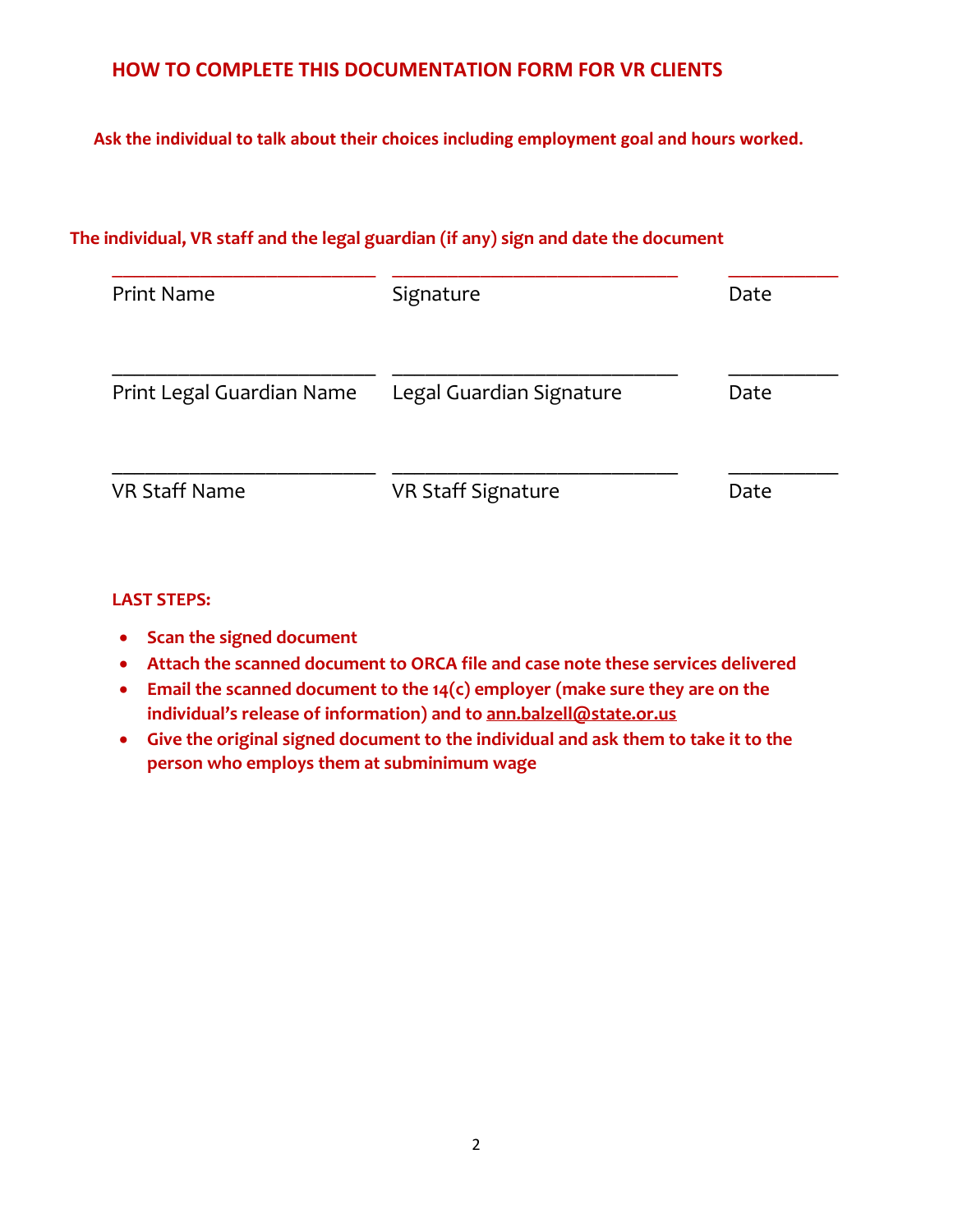## HOW TO COMPLETE THIS DOCUMENTATION FORM FOR VR CLIENTS

**Ask the individual to talk about their choices including employment goal and hours worked.**

**The individual, VR staff and the legal guardian (if any) sign and date the document**

| | | |
|---|---|---|
| ___________________________ | _____________________________ | ___________ |
| Print Name | Signature | Date |
| ___________________________ | _____________________________ | ___________ |
| Print Legal Guardian Name | Legal Guardian Signature | Date |
| ___________________________ | _____________________________ | ___________ |
| VR Staff Name | VR Staff Signature | Date |

**LAST STEPS:**

- **Scan the signed document**
- **Attach the scanned document to ORCA file and case note these services delivered**
- **Email the scanned document to the 14(c) employer (make sure they are on the individual's release of information) and to ann.balzell@state.or.us**
- **Give the original signed document to the individual and ask them to take it to the person who employs them at subminimum wage**